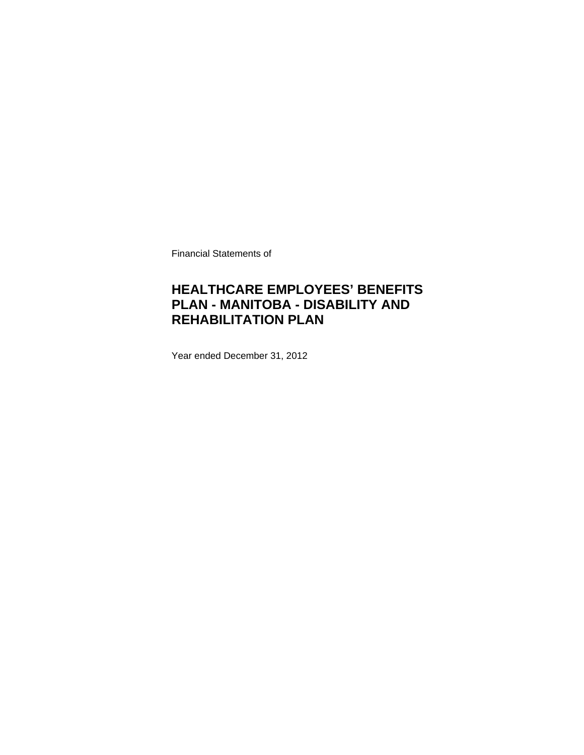Financial Statements of

# HEALTHCARE EMPLOYEES' BENEFITS PLAN - MANITOBA - DISABILITY AND REHABILITATION PLAN

Year ended December 31, 2012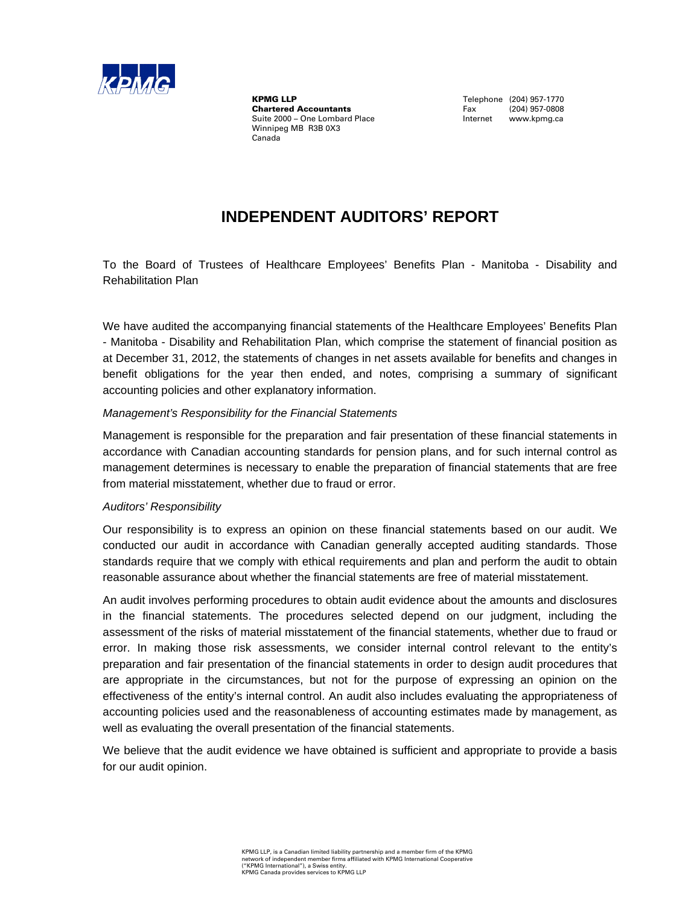**KPMG LLP**
**Chartered Accountants**
Suite 2000 – One Lombard Place
Winnipeg MB R3B 0X3
Canada

Telephone (204) 957-1770
Fax (204) 957-0808
Internet www.kpmg.ca

# INDEPENDENT AUDITORS' REPORT

To the Board of Trustees of Healthcare Employees' Benefits Plan - Manitoba - Disability and Rehabilitation Plan

We have audited the accompanying financial statements of the Healthcare Employees' Benefits Plan - Manitoba - Disability and Rehabilitation Plan, which comprise the statement of financial position as at December 31, 2012, the statements of changes in net assets available for benefits and changes in benefit obligations for the year then ended, and notes, comprising a summary of significant accounting policies and other explanatory information.

*Management's Responsibility for the Financial Statements*

Management is responsible for the preparation and fair presentation of these financial statements in accordance with Canadian accounting standards for pension plans, and for such internal control as management determines is necessary to enable the preparation of financial statements that are free from material misstatement, whether due to fraud or error.

*Auditors' Responsibility*

Our responsibility is to express an opinion on these financial statements based on our audit. We conducted our audit in accordance with Canadian generally accepted auditing standards. Those standards require that we comply with ethical requirements and plan and perform the audit to obtain reasonable assurance about whether the financial statements are free of material misstatement.

An audit involves performing procedures to obtain audit evidence about the amounts and disclosures in the financial statements. The procedures selected depend on our judgment, including the assessment of the risks of material misstatement of the financial statements, whether due to fraud or error. In making those risk assessments, we consider internal control relevant to the entity's preparation and fair presentation of the financial statements in order to design audit procedures that are appropriate in the circumstances, but not for the purpose of expressing an opinion on the effectiveness of the entity's internal control. An audit also includes evaluating the appropriateness of accounting policies used and the reasonableness of accounting estimates made by management, as well as evaluating the overall presentation of the financial statements.

We believe that the audit evidence we have obtained is sufficient and appropriate to provide a basis for our audit opinion.

KPMG LLP, is a Canadian limited liability partnership and a member firm of the KPMG network of independent member firms affiliated with KPMG International Cooperative ("KPMG International"), a Swiss entity.
KPMG Canada provides services to KPMG LLP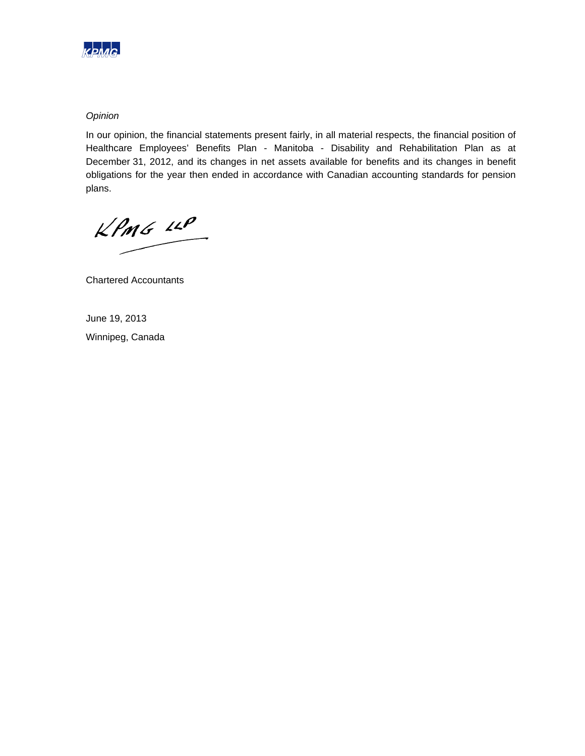*Opinion*

In our opinion, the financial statements present fairly, in all material respects, the financial position of Healthcare Employees' Benefits Plan - Manitoba - Disability and Rehabilitation Plan as at December 31, 2012, and its changes in net assets available for benefits and its changes in benefit obligations for the year then ended in accordance with Canadian accounting standards for pension plans.

KPMG LLP

Chartered Accountants

June 19, 2013

Winnipeg, Canada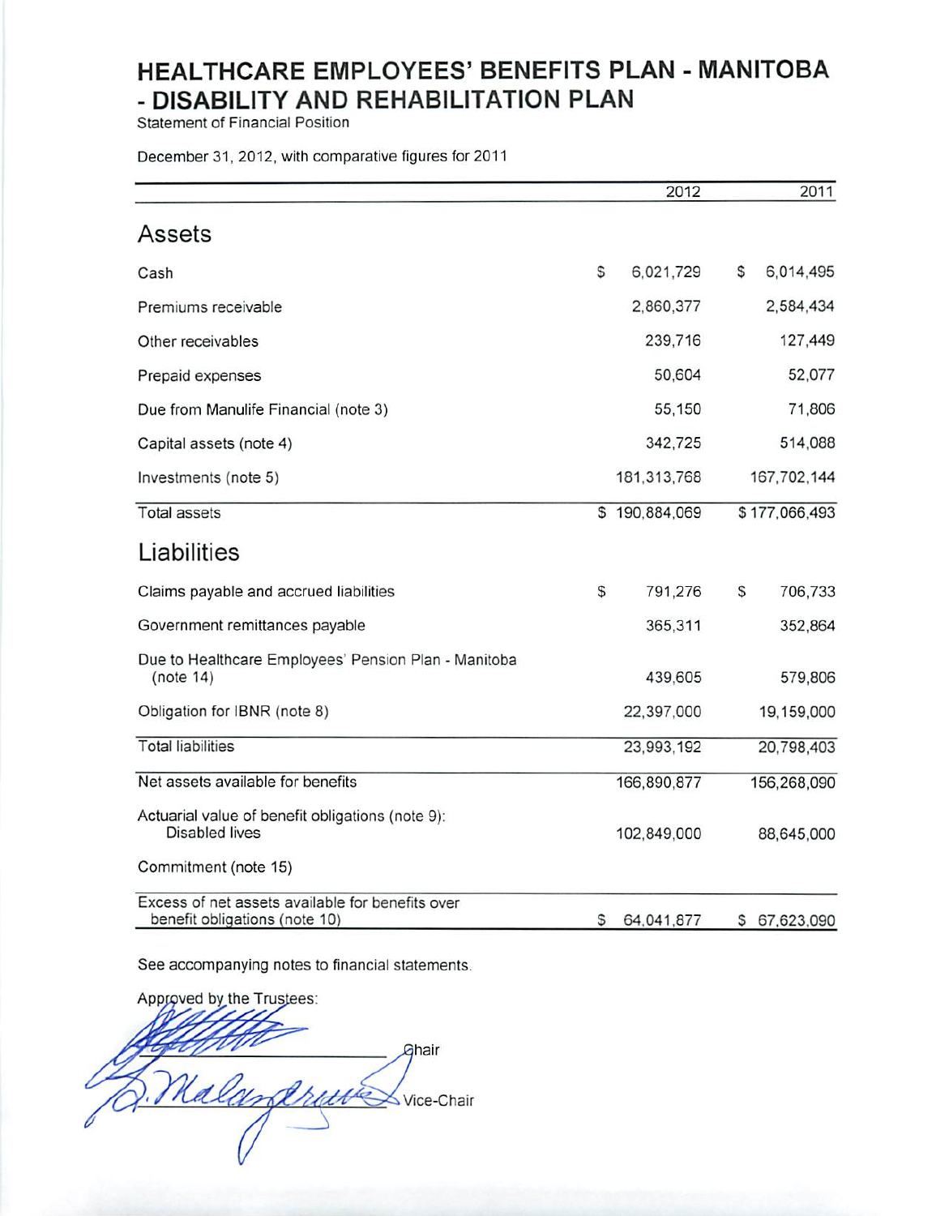# HEALTHCARE EMPLOYEES' BENEFITS PLAN - MANITOBA - DISABILITY AND REHABILITATION PLAN

Statement of Financial Position

December 31, 2012, with comparative figures for 2011

| | 2012 | 2011 |
|---|---|---|
| **Assets** | | |
| Cash | $ 6,021,729 | $ 6,014,495 |
| Premiums receivable | 2,860,377 | 2,584,434 |
| Other receivables | 239,716 | 127,449 |
| Prepaid expenses | 50,604 | 52,077 |
| Due from Manulife Financial (note 3) | 55,150 | 71,806 |
| Capital assets (note 4) | 342,725 | 514,088 |
| Investments (note 5) | 181,313,768 | 167,702,144 |
| Total assets | $ 190,884,069 | $ 177,066,493 |
| **Liabilities** | | |
| Claims payable and accrued liabilities | $ 791,276 | $ 706,733 |
| Government remittances payable | 365,311 | 352,864 |
| Due to Healthcare Employees' Pension Plan - Manitoba (note 14) | 439,605 | 579,806 |
| Obligation for IBNR (note 8) | 22,397,000 | 19,159,000 |
| Total liabilities | 23,993,192 | 20,798,403 |
| Net assets available for benefits | 166,890,877 | 156,268,090 |
| Actuarial value of benefit obligations (note 9): Disabled lives | 102,849,000 | 88,645,000 |
| Commitment (note 15) | | |
| Excess of net assets available for benefits over benefit obligations (note 10) | $ 64,041,877 | $ 67,623,090 |

See accompanying notes to financial statements.

Approved by the Trustees:

Chair

Vice-Chair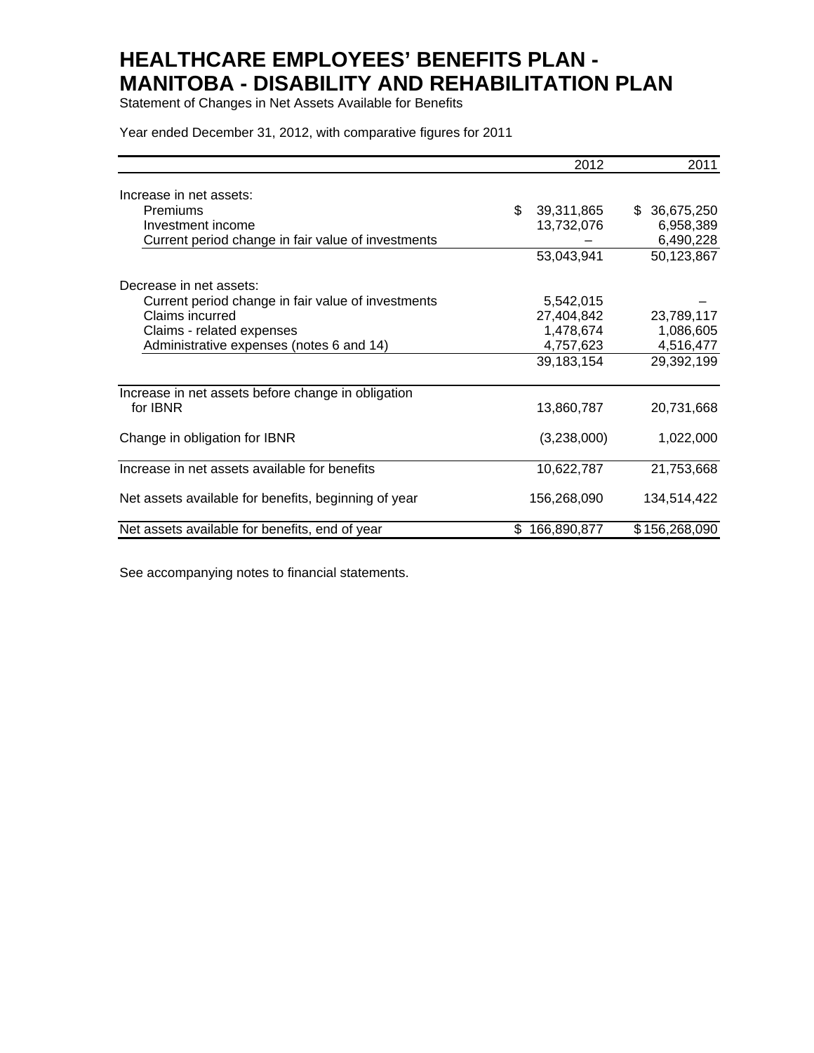# HEALTHCARE EMPLOYEES' BENEFITS PLAN - MANITOBA - DISABILITY AND REHABILITATION PLAN

Statement of Changes in Net Assets Available for Benefits

Year ended December 31, 2012, with comparative figures for 2011

| | 2012 | 2011 |
|---|---|---|
| Increase in net assets: | | |
| Premiums | $ 39,311,865 | $ 36,675,250 |
| Investment income | 13,732,076 | 6,958,389 |
| Current period change in fair value of investments | – | 6,490,228 |
| | 53,043,941 | 50,123,867 |
| Decrease in net assets: | | |
| Current period change in fair value of investments | 5,542,015 | – |
| Claims incurred | 27,404,842 | 23,789,117 |
| Claims - related expenses | 1,478,674 | 1,086,605 |
| Administrative expenses (notes 6 and 14) | 4,757,623 | 4,516,477 |
| | 39,183,154 | 29,392,199 |
| Increase in net assets before change in obligation for IBNR | 13,860,787 | 20,731,668 |
| Change in obligation for IBNR | (3,238,000) | 1,022,000 |
| Increase in net assets available for benefits | 10,622,787 | 21,753,668 |
| Net assets available for benefits, beginning of year | 156,268,090 | 134,514,422 |
| Net assets available for benefits, end of year | $ 166,890,877 | $ 156,268,090 |

See accompanying notes to financial statements.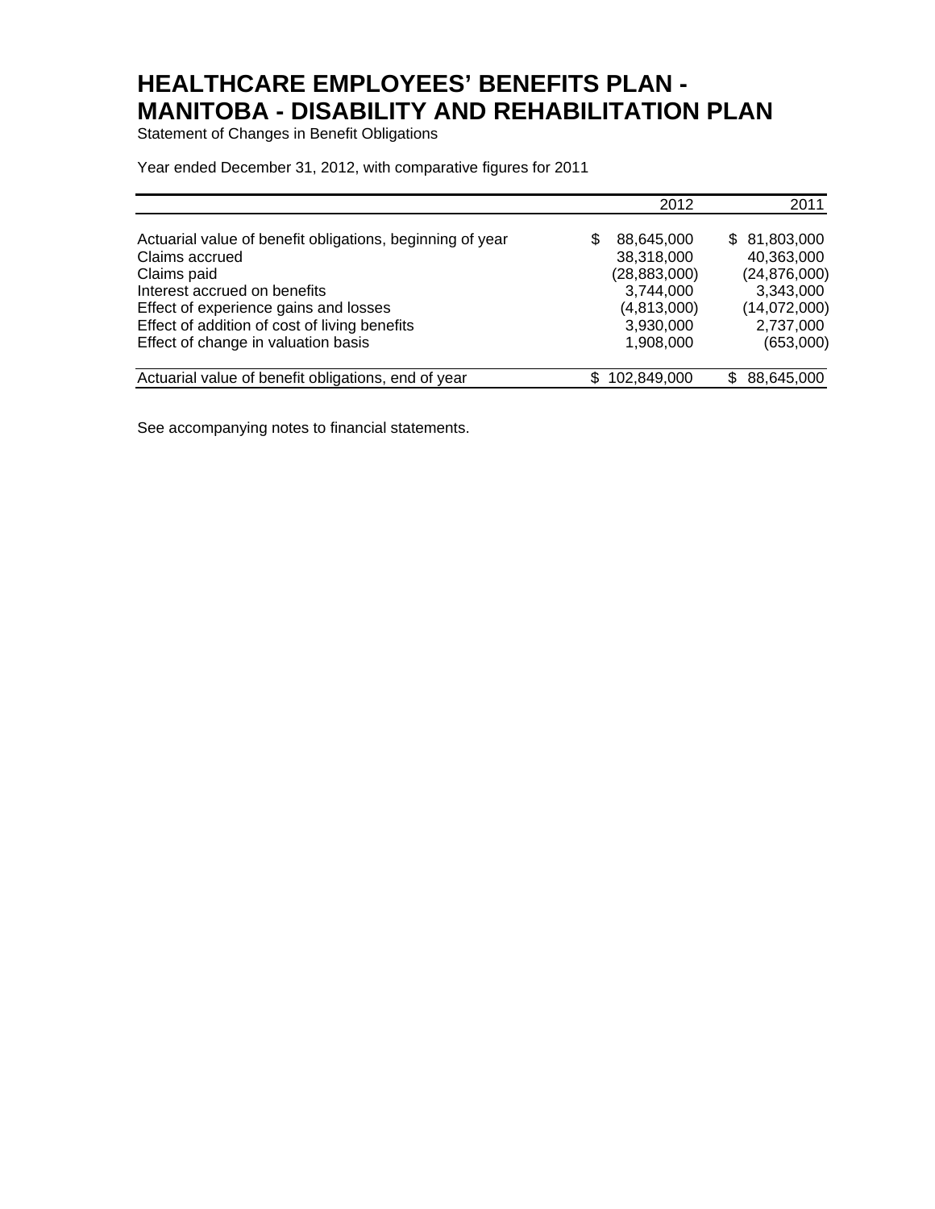# HEALTHCARE EMPLOYEES' BENEFITS PLAN - MANITOBA - DISABILITY AND REHABILITATION PLAN

Statement of Changes in Benefit Obligations

Year ended December 31, 2012, with comparative figures for 2011

| | 2012 | 2011 |
|---|---|---|
| Actuarial value of benefit obligations, beginning of year | $ 88,645,000 | $ 81,803,000 |
| Claims accrued | 38,318,000 | 40,363,000 |
| Claims paid | (28,883,000) | (24,876,000) |
| Interest accrued on benefits | 3,744,000 | 3,343,000 |
| Effect of experience gains and losses | (4,813,000) | (14,072,000) |
| Effect of addition of cost of living benefits | 3,930,000 | 2,737,000 |
| Effect of change in valuation basis | 1,908,000 | (653,000) |
| Actuarial value of benefit obligations, end of year | $ 102,849,000 | $ 88,645,000 |

See accompanying notes to financial statements.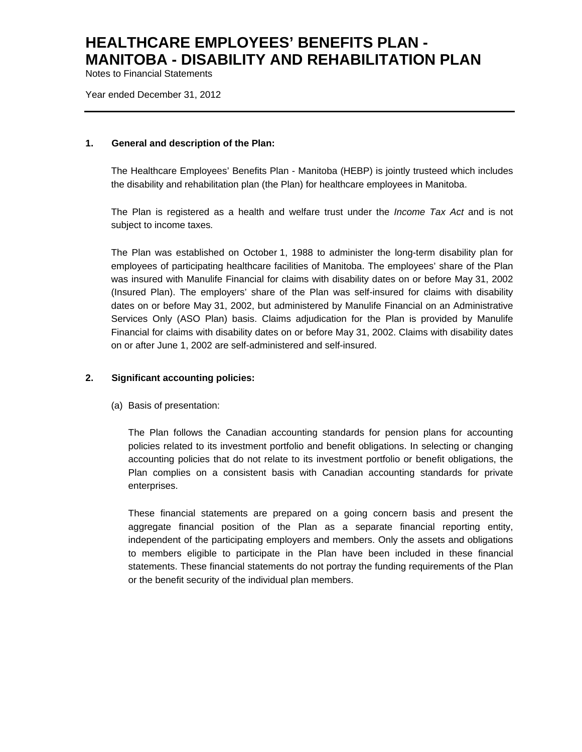# HEALTHCARE EMPLOYEES' BENEFITS PLAN - MANITOBA - DISABILITY AND REHABILITATION PLAN

Notes to Financial Statements

Year ended December 31, 2012

## 1. General and description of the Plan:

The Healthcare Employees' Benefits Plan - Manitoba (HEBP) is jointly trusteed which includes the disability and rehabilitation plan (the Plan) for healthcare employees in Manitoba.

The Plan is registered as a health and welfare trust under the *Income Tax Act* and is not subject to income taxes.

The Plan was established on October 1, 1988 to administer the long-term disability plan for employees of participating healthcare facilities of Manitoba. The employees' share of the Plan was insured with Manulife Financial for claims with disability dates on or before May 31, 2002 (Insured Plan). The employers' share of the Plan was self-insured for claims with disability dates on or before May 31, 2002, but administered by Manulife Financial on an Administrative Services Only (ASO Plan) basis. Claims adjudication for the Plan is provided by Manulife Financial for claims with disability dates on or before May 31, 2002. Claims with disability dates on or after June 1, 2002 are self-administered and self-insured.

## 2. Significant accounting policies:

(a) Basis of presentation:

The Plan follows the Canadian accounting standards for pension plans for accounting policies related to its investment portfolio and benefit obligations. In selecting or changing accounting policies that do not relate to its investment portfolio or benefit obligations, the Plan complies on a consistent basis with Canadian accounting standards for private enterprises.

These financial statements are prepared on a going concern basis and present the aggregate financial position of the Plan as a separate financial reporting entity, independent of the participating employers and members. Only the assets and obligations to members eligible to participate in the Plan have been included in these financial statements. These financial statements do not portray the funding requirements of the Plan or the benefit security of the individual plan members.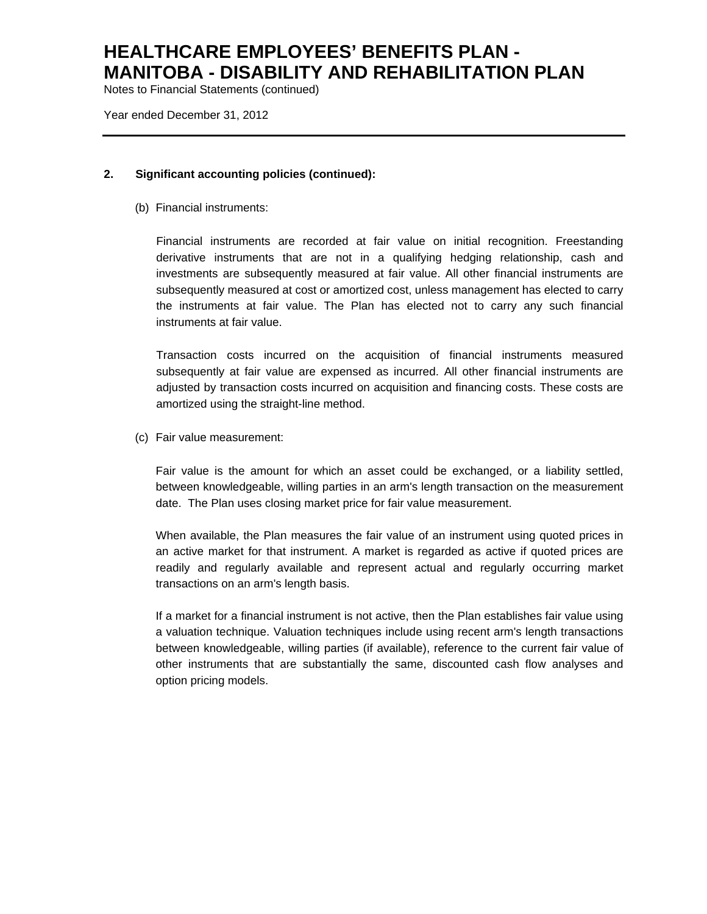## 2. Significant accounting policies (continued):

(b) Financial instruments:

Financial instruments are recorded at fair value on initial recognition. Freestanding derivative instruments that are not in a qualifying hedging relationship, cash and investments are subsequently measured at fair value. All other financial instruments are subsequently measured at cost or amortized cost, unless management has elected to carry the instruments at fair value. The Plan has elected not to carry any such financial instruments at fair value.

Transaction costs incurred on the acquisition of financial instruments measured subsequently at fair value are expensed as incurred. All other financial instruments are adjusted by transaction costs incurred on acquisition and financing costs. These costs are amortized using the straight-line method.

(c) Fair value measurement:

Fair value is the amount for which an asset could be exchanged, or a liability settled, between knowledgeable, willing parties in an arm's length transaction on the measurement date. The Plan uses closing market price for fair value measurement.

When available, the Plan measures the fair value of an instrument using quoted prices in an active market for that instrument. A market is regarded as active if quoted prices are readily and regularly available and represent actual and regularly occurring market transactions on an arm's length basis.

If a market for a financial instrument is not active, then the Plan establishes fair value using a valuation technique. Valuation techniques include using recent arm's length transactions between knowledgeable, willing parties (if available), reference to the current fair value of other instruments that are substantially the same, discounted cash flow analyses and option pricing models.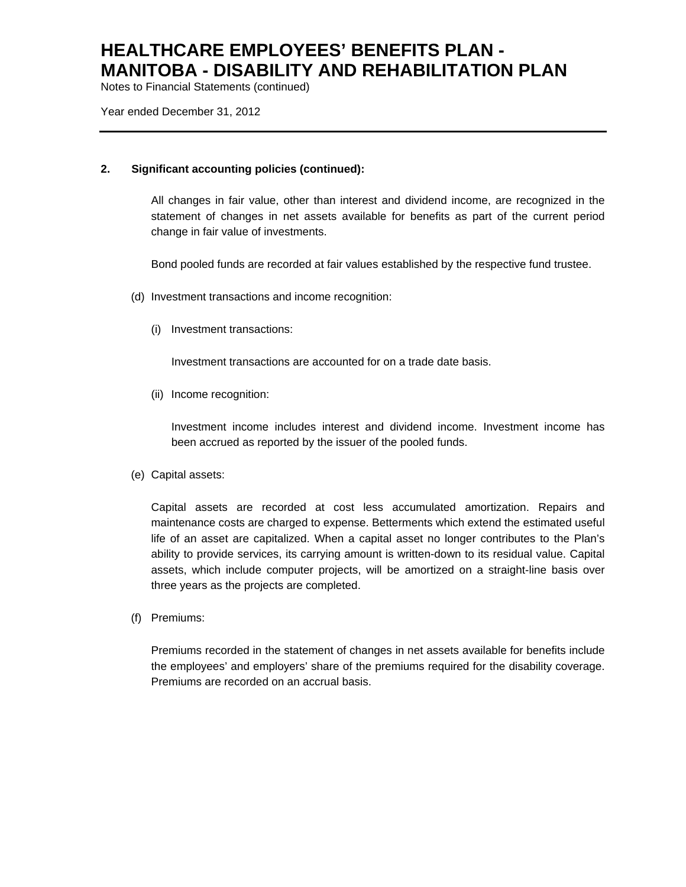## 2. Significant accounting policies (continued):

All changes in fair value, other than interest and dividend income, are recognized in the statement of changes in net assets available for benefits as part of the current period change in fair value of investments.

Bond pooled funds are recorded at fair values established by the respective fund trustee.

(d) Investment transactions and income recognition:

(i) Investment transactions:

Investment transactions are accounted for on a trade date basis.

(ii) Income recognition:

Investment income includes interest and dividend income. Investment income has been accrued as reported by the issuer of the pooled funds.

(e) Capital assets:

Capital assets are recorded at cost less accumulated amortization. Repairs and maintenance costs are charged to expense. Betterments which extend the estimated useful life of an asset are capitalized. When a capital asset no longer contributes to the Plan's ability to provide services, its carrying amount is written-down to its residual value. Capital assets, which include computer projects, will be amortized on a straight-line basis over three years as the projects are completed.

(f) Premiums:

Premiums recorded in the statement of changes in net assets available for benefits include the employees' and employers' share of the premiums required for the disability coverage. Premiums are recorded on an accrual basis.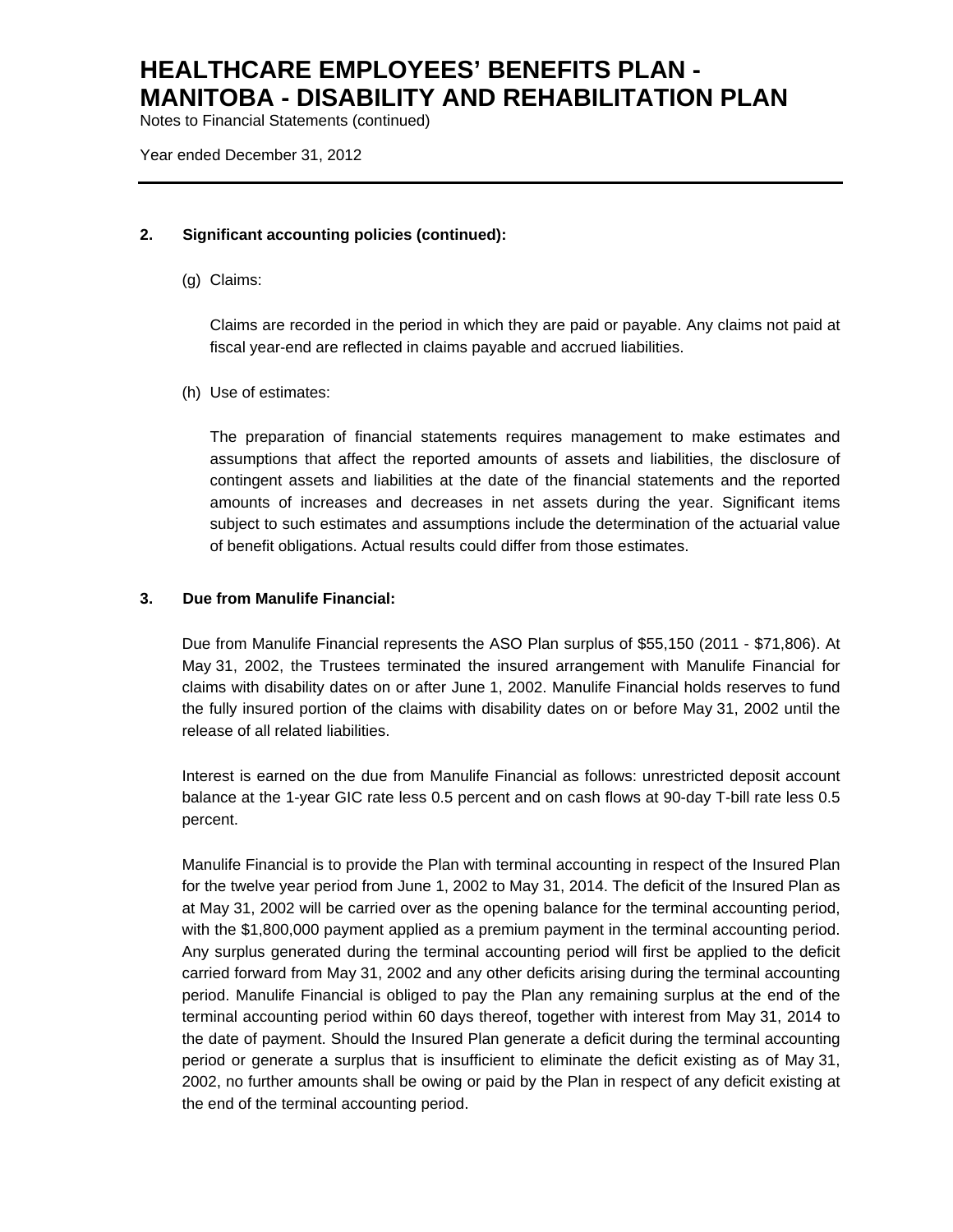# HEALTHCARE EMPLOYEES' BENEFITS PLAN - MANITOBA - DISABILITY AND REHABILITATION PLAN

Notes to Financial Statements (continued)

Year ended December 31, 2012

---

**2. Significant accounting policies (continued):**

(g) Claims:

Claims are recorded in the period in which they are paid or payable. Any claims not paid at fiscal year-end are reflected in claims payable and accrued liabilities.

(h) Use of estimates:

The preparation of financial statements requires management to make estimates and assumptions that affect the reported amounts of assets and liabilities, the disclosure of contingent assets and liabilities at the date of the financial statements and the reported amounts of increases and decreases in net assets during the year. Significant items subject to such estimates and assumptions include the determination of the actuarial value of benefit obligations. Actual results could differ from those estimates.

**3. Due from Manulife Financial:**

Due from Manulife Financial represents the ASO Plan surplus of $55,150 (2011 - $71,806). At May 31, 2002, the Trustees terminated the insured arrangement with Manulife Financial for claims with disability dates on or after June 1, 2002. Manulife Financial holds reserves to fund the fully insured portion of the claims with disability dates on or before May 31, 2002 until the release of all related liabilities.

Interest is earned on the due from Manulife Financial as follows: unrestricted deposit account balance at the 1-year GIC rate less 0.5 percent and on cash flows at 90-day T-bill rate less 0.5 percent.

Manulife Financial is to provide the Plan with terminal accounting in respect of the Insured Plan for the twelve year period from June 1, 2002 to May 31, 2014. The deficit of the Insured Plan as at May 31, 2002 will be carried over as the opening balance for the terminal accounting period, with the $1,800,000 payment applied as a premium payment in the terminal accounting period. Any surplus generated during the terminal accounting period will first be applied to the deficit carried forward from May 31, 2002 and any other deficits arising during the terminal accounting period. Manulife Financial is obliged to pay the Plan any remaining surplus at the end of the terminal accounting period within 60 days thereof, together with interest from May 31, 2014 to the date of payment. Should the Insured Plan generate a deficit during the terminal accounting period or generate a surplus that is insufficient to eliminate the deficit existing as of May 31, 2002, no further amounts shall be owing or paid by the Plan in respect of any deficit existing at the end of the terminal accounting period.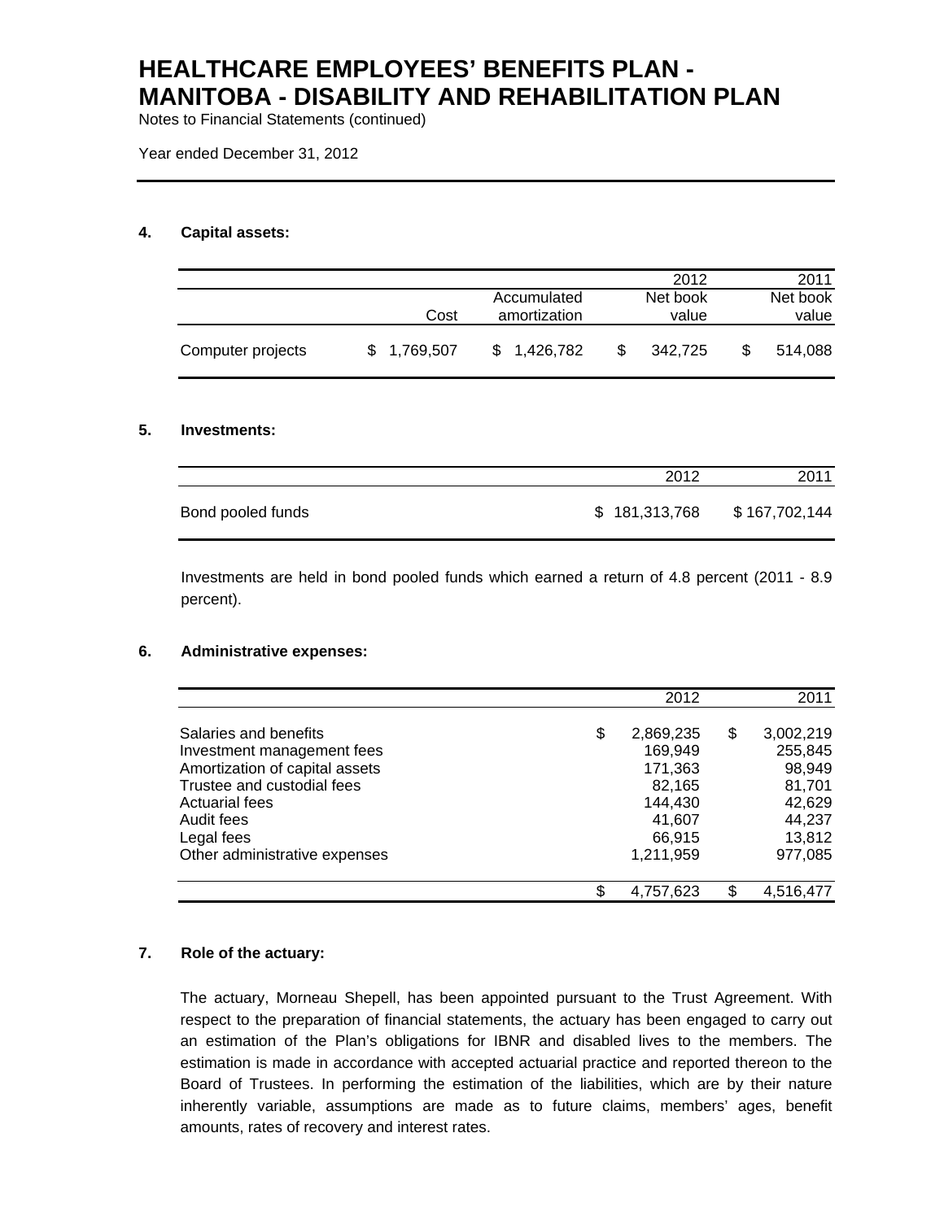# HEALTHCARE EMPLOYEES' BENEFITS PLAN - MANITOBA - DISABILITY AND REHABILITATION PLAN

Notes to Financial Statements (continued)

Year ended December 31, 2012

**4. Capital assets:**

| | Cost | Accumulated amortization | 2012 Net book value | 2011 Net book value |
|---|---|---|---|---|
| Computer projects | $ 1,769,507 | $ 1,426,782 | $ 342,725 | $ 514,088 |

**5. Investments:**

| | 2012 | 2011 |
|---|---|---|
| Bond pooled funds | $ 181,313,768 | $ 167,702,144 |

Investments are held in bond pooled funds which earned a return of 4.8 percent (2011 - 8.9 percent).

**6. Administrative expenses:**

| | 2012 | 2011 |
|---|---|---|
| Salaries and benefits | $ 2,869,235 | $ 3,002,219 |
| Investment management fees | 169,949 | 255,845 |
| Amortization of capital assets | 171,363 | 98,949 |
| Trustee and custodial fees | 82,165 | 81,701 |
| Actuarial fees | 144,430 | 42,629 |
| Audit fees | 41,607 | 44,237 |
| Legal fees | 66,915 | 13,812 |
| Other administrative expenses | 1,211,959 | 977,085 |
| | $ 4,757,623 | $ 4,516,477 |

**7. Role of the actuary:**

The actuary, Morneau Shepell, has been appointed pursuant to the Trust Agreement. With respect to the preparation of financial statements, the actuary has been engaged to carry out an estimation of the Plan's obligations for IBNR and disabled lives to the members. The estimation is made in accordance with accepted actuarial practice and reported thereon to the Board of Trustees. In performing the estimation of the liabilities, which are by their nature inherently variable, assumptions are made as to future claims, members' ages, benefit amounts, rates of recovery and interest rates.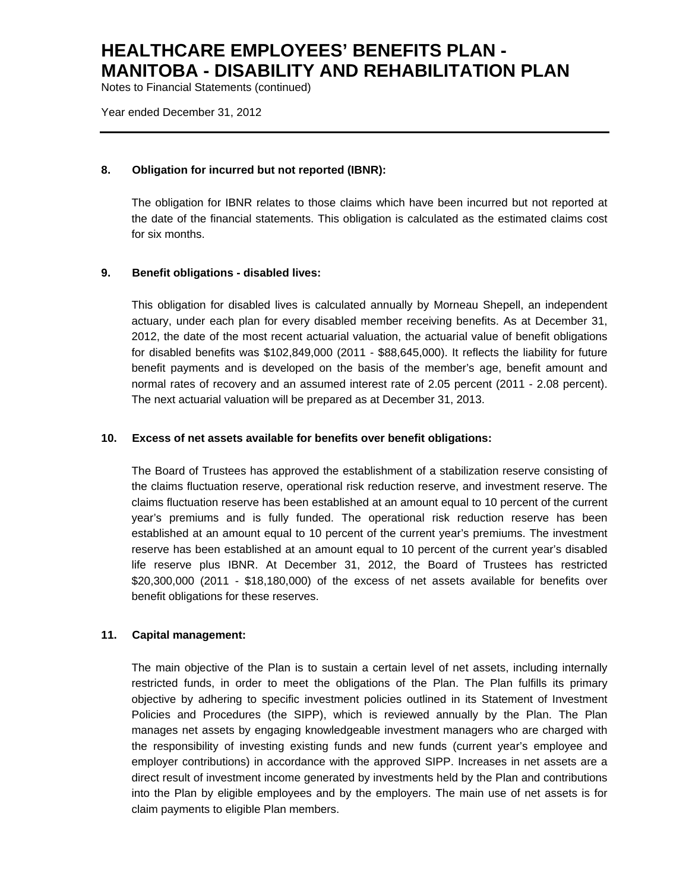### 8. Obligation for incurred but not reported (IBNR):

The obligation for IBNR relates to those claims which have been incurred but not reported at the date of the financial statements. This obligation is calculated as the estimated claims cost for six months.

### 9. Benefit obligations - disabled lives:

This obligation for disabled lives is calculated annually by Morneau Shepell, an independent actuary, under each plan for every disabled member receiving benefits. As at December 31, 2012, the date of the most recent actuarial valuation, the actuarial value of benefit obligations for disabled benefits was $102,849,000 (2011 - $88,645,000). It reflects the liability for future benefit payments and is developed on the basis of the member's age, benefit amount and normal rates of recovery and an assumed interest rate of 2.05 percent (2011 - 2.08 percent). The next actuarial valuation will be prepared as at December 31, 2013.

### 10. Excess of net assets available for benefits over benefit obligations:

The Board of Trustees has approved the establishment of a stabilization reserve consisting of the claims fluctuation reserve, operational risk reduction reserve, and investment reserve. The claims fluctuation reserve has been established at an amount equal to 10 percent of the current year's premiums and is fully funded. The operational risk reduction reserve has been established at an amount equal to 10 percent of the current year's premiums. The investment reserve has been established at an amount equal to 10 percent of the current year's disabled life reserve plus IBNR. At December 31, 2012, the Board of Trustees has restricted $20,300,000 (2011 - $18,180,000) of the excess of net assets available for benefits over benefit obligations for these reserves.

### 11. Capital management:

The main objective of the Plan is to sustain a certain level of net assets, including internally restricted funds, in order to meet the obligations of the Plan. The Plan fulfills its primary objective by adhering to specific investment policies outlined in its Statement of Investment Policies and Procedures (the SIPP), which is reviewed annually by the Plan. The Plan manages net assets by engaging knowledgeable investment managers who are charged with the responsibility of investing existing funds and new funds (current year's employee and employer contributions) in accordance with the approved SIPP. Increases in net assets are a direct result of investment income generated by investments held by the Plan and contributions into the Plan by eligible employees and by the employers. The main use of net assets is for claim payments to eligible Plan members.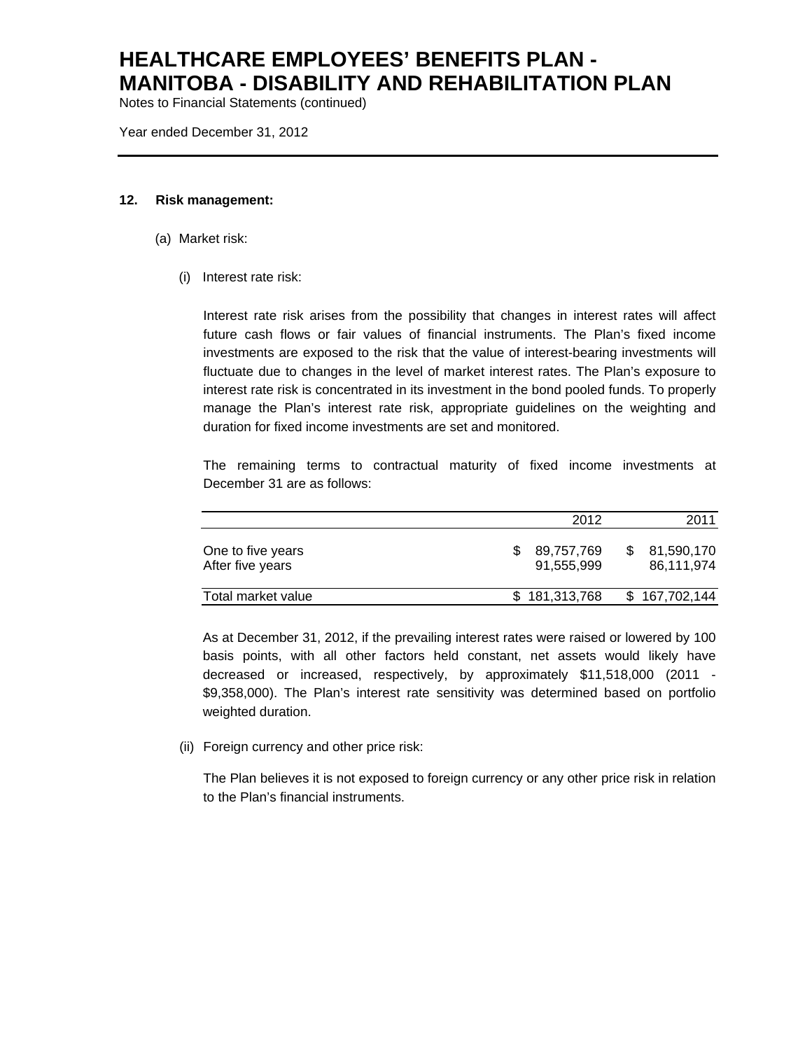## 12. Risk management:

(a) Market risk:

(i) Interest rate risk:

Interest rate risk arises from the possibility that changes in interest rates will affect future cash flows or fair values of financial instruments. The Plan's fixed income investments are exposed to the risk that the value of interest-bearing investments will fluctuate due to changes in the level of market interest rates. The Plan's exposure to interest rate risk is concentrated in its investment in the bond pooled funds. To properly manage the Plan's interest rate risk, appropriate guidelines on the weighting and duration for fixed income investments are set and monitored.

The remaining terms to contractual maturity of fixed income investments at December 31 are as follows:

| | 2012 | 2011 |
|---|---|---|
| One to five years | $ 89,757,769 | $ 81,590,170 |
| After five years | 91,555,999 | 86,111,974 |
| Total market value | $ 181,313,768 | $ 167,702,144 |

As at December 31, 2012, if the prevailing interest rates were raised or lowered by 100 basis points, with all other factors held constant, net assets would likely have decreased or increased, respectively, by approximately $11,518,000 (2011 - $9,358,000). The Plan's interest rate sensitivity was determined based on portfolio weighted duration.

(ii) Foreign currency and other price risk:

The Plan believes it is not exposed to foreign currency or any other price risk in relation to the Plan's financial instruments.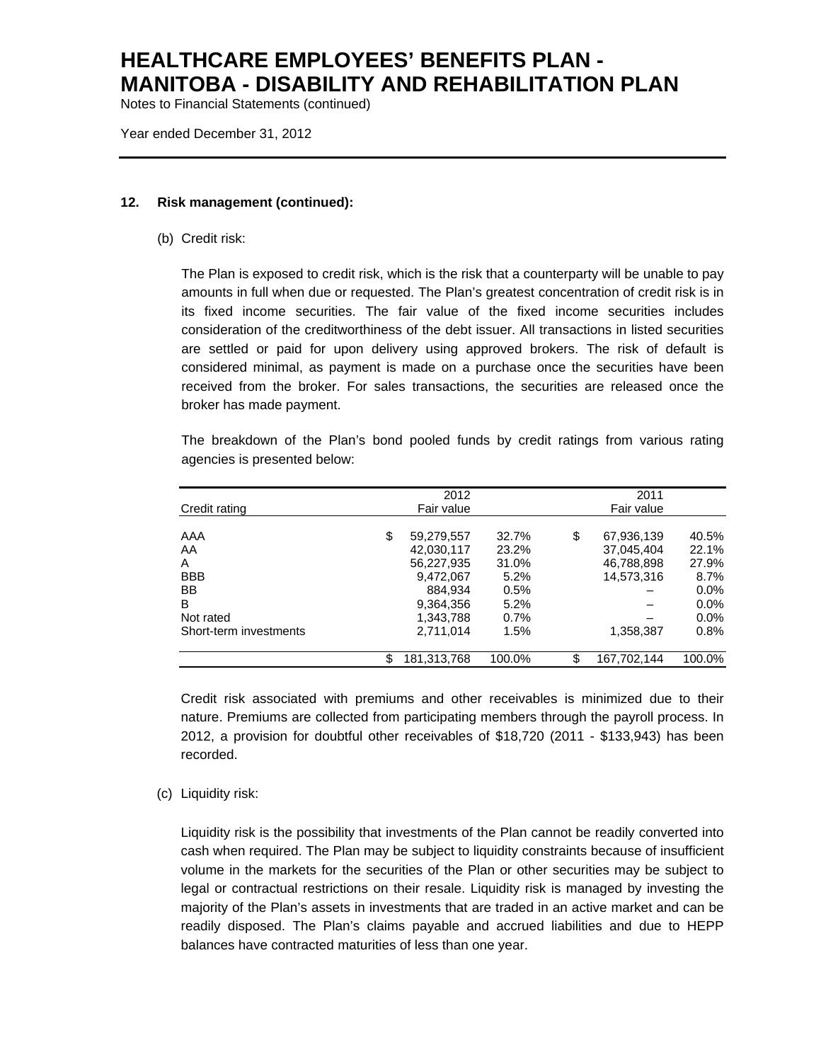## 12. Risk management (continued):

### (b) Credit risk:

The Plan is exposed to credit risk, which is the risk that a counterparty will be unable to pay amounts in full when due or requested. The Plan's greatest concentration of credit risk is in its fixed income securities. The fair value of the fixed income securities includes consideration of the creditworthiness of the debt issuer. All transactions in listed securities are settled or paid for upon delivery using approved brokers. The risk of default is considered minimal, as payment is made on a purchase once the securities have been received from the broker. For sales transactions, the securities are released once the broker has made payment.

The breakdown of the Plan's bond pooled funds by credit ratings from various rating agencies is presented below:

| Credit rating | 2012 Fair value | | 2011 Fair value | |
|---|---|---|---|---|
| AAA | $ 59,279,557 | 32.7% | $ 67,936,139 | 40.5% |
| AA | 42,030,117 | 23.2% | 37,045,404 | 22.1% |
| A | 56,227,935 | 31.0% | 46,788,898 | 27.9% |
| BBB | 9,472,067 | 5.2% | 14,573,316 | 8.7% |
| BB | 884,934 | 0.5% | – | 0.0% |
| B | 9,364,356 | 5.2% | – | 0.0% |
| Not rated | 1,343,788 | 0.7% | – | 0.0% |
| Short-term investments | 2,711,014 | 1.5% | 1,358,387 | 0.8% |
| | $ 181,313,768 | 100.0% | $ 167,702,144 | 100.0% |

Credit risk associated with premiums and other receivables is minimized due to their nature. Premiums are collected from participating members through the payroll process. In 2012, a provision for doubtful other receivables of $18,720 (2011 - $133,943) has been recorded.

### (c) Liquidity risk:

Liquidity risk is the possibility that investments of the Plan cannot be readily converted into cash when required. The Plan may be subject to liquidity constraints because of insufficient volume in the markets for the securities of the Plan or other securities may be subject to legal or contractual restrictions on their resale. Liquidity risk is managed by investing the majority of the Plan's assets in investments that are traded in an active market and can be readily disposed. The Plan's claims payable and accrued liabilities and due to HEPP balances have contracted maturities of less than one year.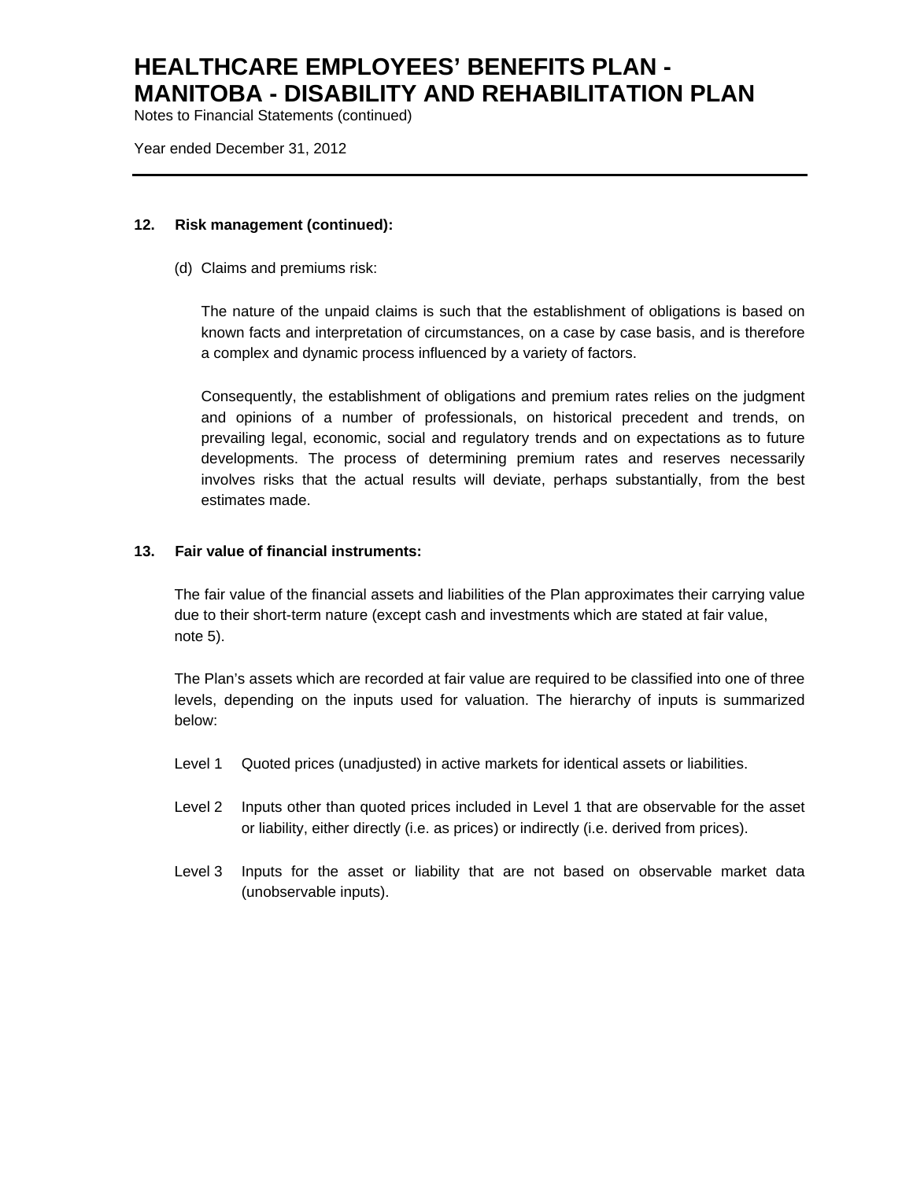# HEALTHCARE EMPLOYEES' BENEFITS PLAN - MANITOBA - DISABILITY AND REHABILITATION PLAN

Notes to Financial Statements (continued)

Year ended December 31, 2012

---

**12. Risk management (continued):**

(d) Claims and premiums risk:

The nature of the unpaid claims is such that the establishment of obligations is based on known facts and interpretation of circumstances, on a case by case basis, and is therefore a complex and dynamic process influenced by a variety of factors.

Consequently, the establishment of obligations and premium rates relies on the judgment and opinions of a number of professionals, on historical precedent and trends, on prevailing legal, economic, social and regulatory trends and on expectations as to future developments. The process of determining premium rates and reserves necessarily involves risks that the actual results will deviate, perhaps substantially, from the best estimates made.

**13. Fair value of financial instruments:**

The fair value of the financial assets and liabilities of the Plan approximates their carrying value due to their short-term nature (except cash and investments which are stated at fair value, note 5).

The Plan's assets which are recorded at fair value are required to be classified into one of three levels, depending on the inputs used for valuation. The hierarchy of inputs is summarized below:

Level 1 Quoted prices (unadjusted) in active markets for identical assets or liabilities.

Level 2 Inputs other than quoted prices included in Level 1 that are observable for the asset or liability, either directly (i.e. as prices) or indirectly (i.e. derived from prices).

Level 3 Inputs for the asset or liability that are not based on observable market data (unobservable inputs).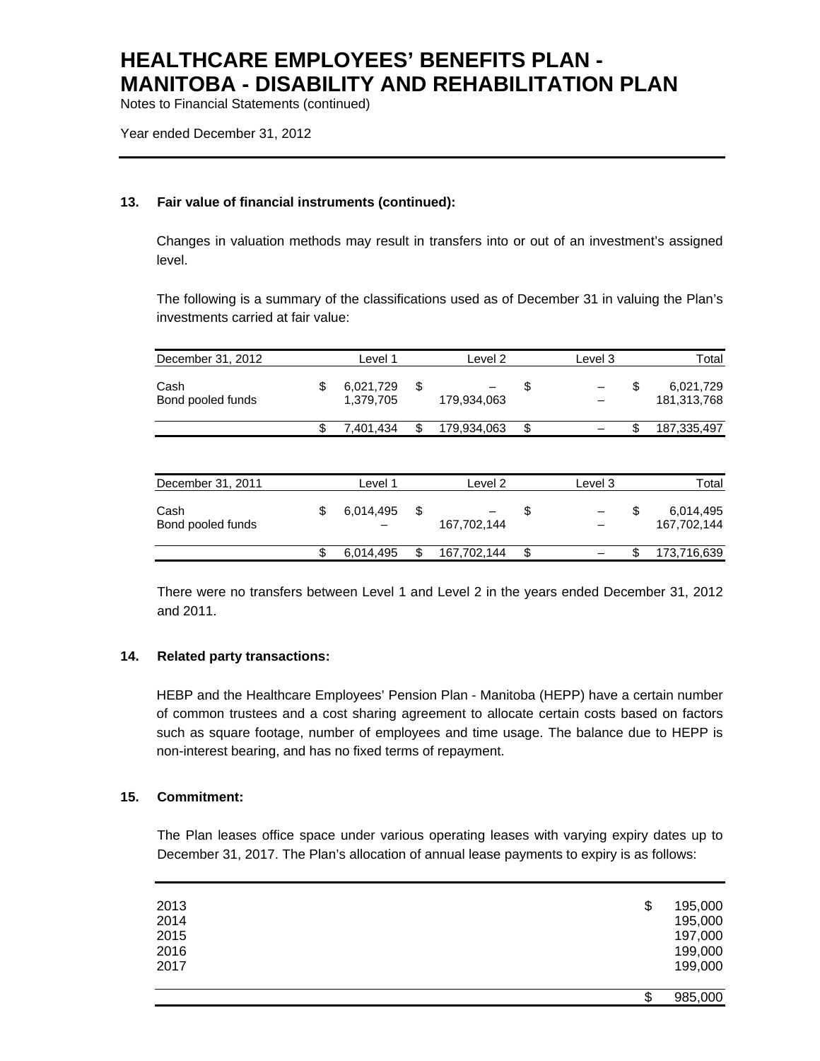# HEALTHCARE EMPLOYEES' BENEFITS PLAN - MANITOBA - DISABILITY AND REHABILITATION PLAN

Notes to Financial Statements (continued)

Year ended December 31, 2012

## 13. Fair value of financial instruments (continued):

Changes in valuation methods may result in transfers into or out of an investment's assigned level.

The following is a summary of the classifications used as of December 31 in valuing the Plan's investments carried at fair value:

| December 31, 2012 | Level 1 | Level 2 | Level 3 | Total |
|---|---|---|---|---|
| Cash | $ 6,021,729 | $ – | $ – | $ 6,021,729 |
| Bond pooled funds | 1,379,705 | 179,934,063 | – | 181,313,768 |
| | $ 7,401,434 | $ 179,934,063 | $ – | $ 187,335,497 |

| December 31, 2011 | Level 1 | Level 2 | Level 3 | Total |
|---|---|---|---|---|
| Cash | $ 6,014,495 | $ – | $ – | $ 6,014,495 |
| Bond pooled funds | – | 167,702,144 | – | 167,702,144 |
| | $ 6,014,495 | $ 167,702,144 | $ – | $ 173,716,639 |

There were no transfers between Level 1 and Level 2 in the years ended December 31, 2012 and 2011.

## 14. Related party transactions:

HEBP and the Healthcare Employees' Pension Plan - Manitoba (HEPP) have a certain number of common trustees and a cost sharing agreement to allocate certain costs based on factors such as square footage, number of employees and time usage. The balance due to HEPP is non-interest bearing, and has no fixed terms of repayment.

## 15. Commitment:

The Plan leases office space under various operating leases with varying expiry dates up to December 31, 2017. The Plan's allocation of annual lease payments to expiry is as follows:

| | |
|---|---|
| 2013 | $ 195,000 |
| 2014 | 195,000 |
| 2015 | 197,000 |
| 2016 | 199,000 |
| 2017 | 199,000 |
| | $ 985,000 |